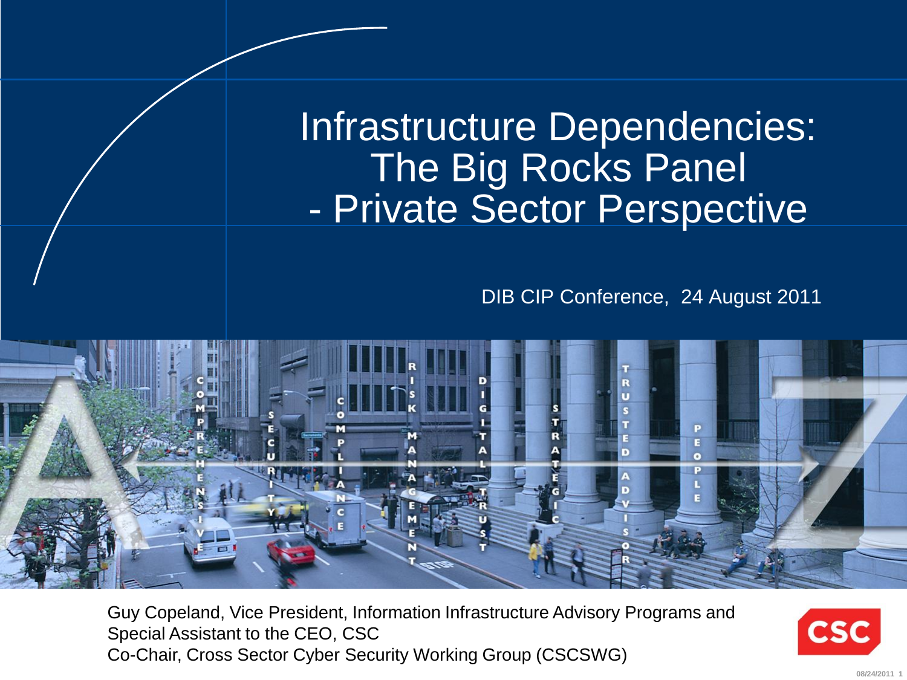# Infrastructure Dependencies: The Big Rocks Panel - Private Sector Perspective

DIB CIP Conference, 24 August 2011

Guy Copeland, Vice President, Information Infrastructure Advisory Programs and Special Assistant to the CEO, CSC
Co-Chair, Cross Sector Cyber Security Working Group (CSCSWG)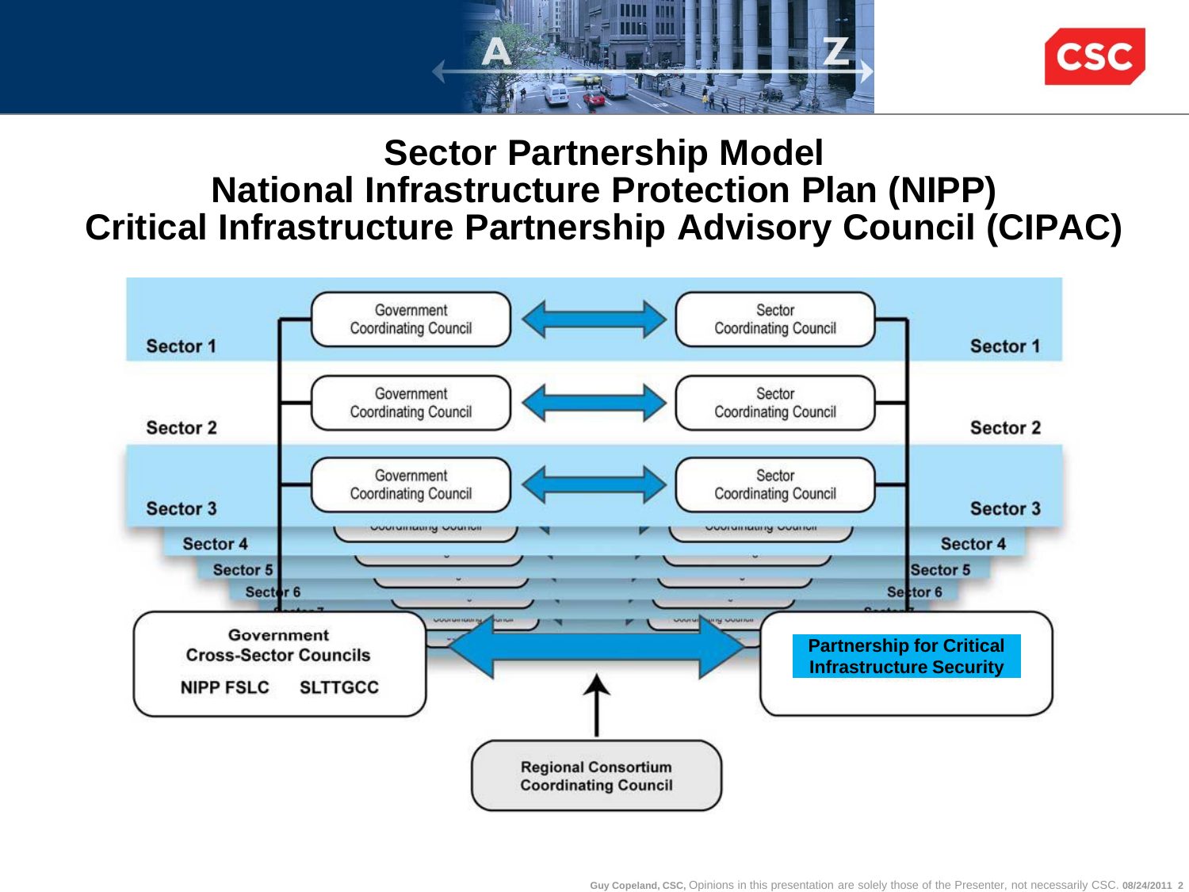# Sector Partnership Model
# National Infrastructure Protection Plan (NIPP)
# Critical Infrastructure Partnership Advisory Council (CIPAC)

Sector 1 — Government Coordinating Council ⟷ Sector Coordinating Council — Sector 1

Sector 2 — Government Coordinating Council ⟷ Sector Coordinating Council — Sector 2

Sector 3 — Government Coordinating Council ⟷ Sector Coordinating Council — Sector 3

Sector 4

Sector 5

Sector 6

**Government Cross-Sector Councils**

**NIPP FSLC** **SLTTGCC**

**Partnership for Critical Infrastructure Security**

**Regional Consortium Coordinating Council**

Guy Copeland, CSC, Opinions in this presentation are solely those of the Presenter, not necessarily CSC. 08/24/2011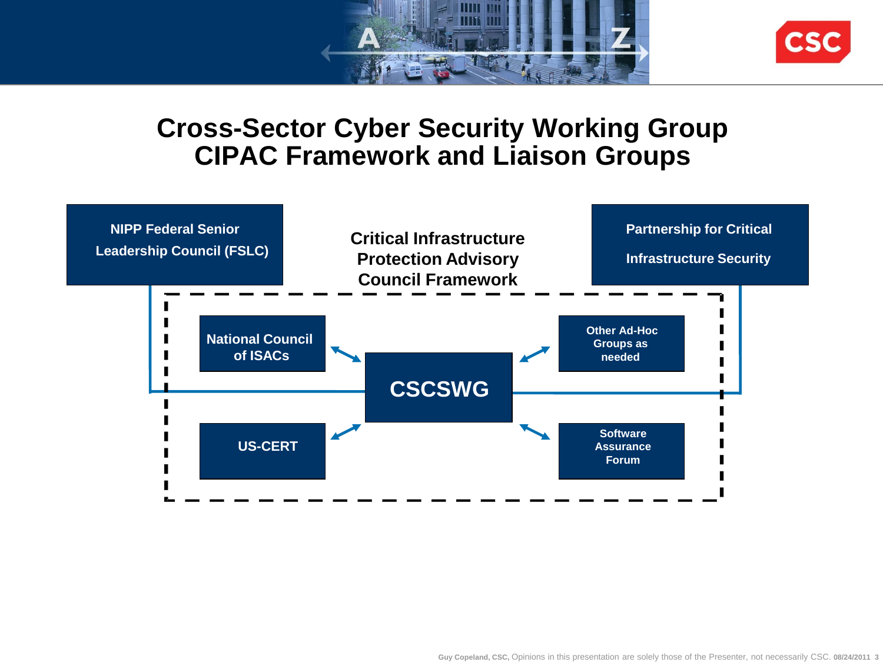# Cross-Sector Cyber Security Working Group
# CIPAC Framework and Liaison Groups

**NIPP Federal Senior Leadership Council (FSLC)**

**Critical Infrastructure Protection Advisory Council Framework**

**Partnership for Critical Infrastructure Security**

**National Council of ISACs**

**Other Ad-Hoc Groups as needed**

**CSCSWG**

**US-CERT**

**Software Assurance Forum**

Guy Copeland, CSC, Opinions in this presentation are solely those of the Presenter, not necessarily CSC. 08/24/2011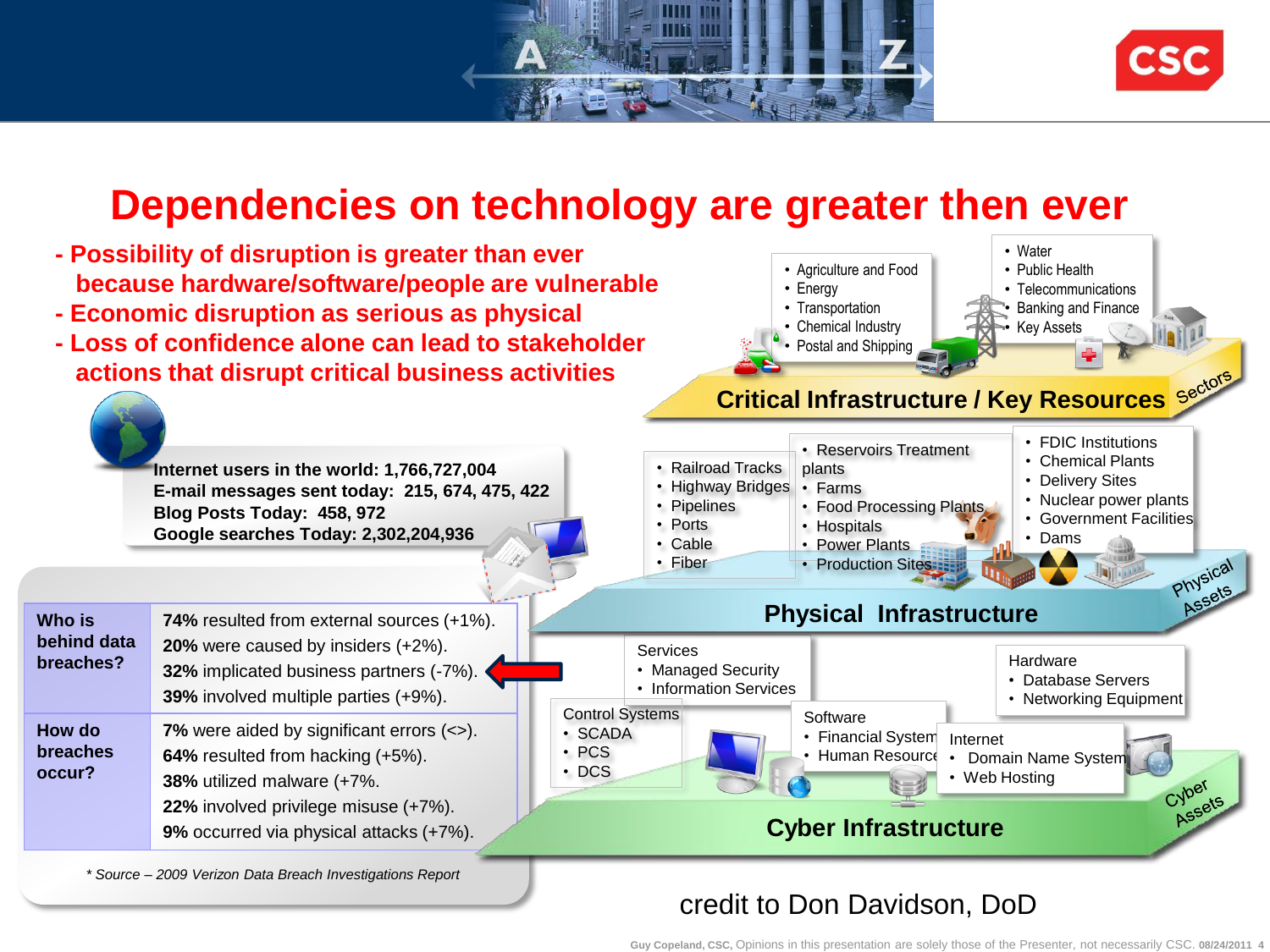# Dependencies on technology are greater then ever

- Possibility of disruption is greater than ever because hardware/software/people are vulnerable
- Economic disruption as serious as physical
- Loss of confidence alone can lead to stakeholder actions that disrupt critical business activities

**Internet users in the world: 1,766,727,004**
**E-mail messages sent today: 215, 674, 475, 422**
**Blog Posts Today: 458, 972**
**Google searches Today: 2,302,204,936**

| | |
|---|---|
| **Who is behind data breaches?** | **74%** resulted from external sources (+1%).<br>**20%** were caused by insiders (+2%).<br>**32%** implicated business partners (-7%).<br>**39%** involved multiple parties (+9%). |
| **How do breaches occur?** | **7%** were aided by significant errors (<>).<br>**64%** resulted from hacking (+5%).<br>**38%** utilized malware (+7%.<br>**22%** involved privilege misuse (+7%).<br>**9%** occurred via physical attacks (+7%). |

*\* Source – 2009 Verizon Data Breach Investigations Report*

## Critical Infrastructure / Key Resources

Sectors

- Agriculture and Food
- Energy
- Transportation
- Chemical Industry
- Postal and Shipping

- Water
- Public Health
- Telecommunications
- Banking and Finance
- Key Assets

## Physical Infrastructure

Physical Assets

- Railroad Tracks
- Highway Bridges
- Pipelines
- Ports
- Cable
- Fiber

- Reservoirs Treatment plants
- Farms
- Food Processing Plants
- Hospitals
- Power Plants
- Production Sites

- FDIC Institutions
- Chemical Plants
- Delivery Sites
- Nuclear power plants
- Government Facilities
- Dams

## Cyber Infrastructure

Cyber Assets

Services
- Managed Security
- Information Services

Hardware
- Database Servers
- Networking Equipment

Control Systems
- SCADA
- PCS
- DCS

Software
- Financial System
- Human Resources

Internet
- Domain Name System
- Web Hosting

credit to Don Davidson, DoD

Guy Copeland, CSC, Opinions in this presentation are solely those of the Presenter, not necessarily CSC. 08/24/2011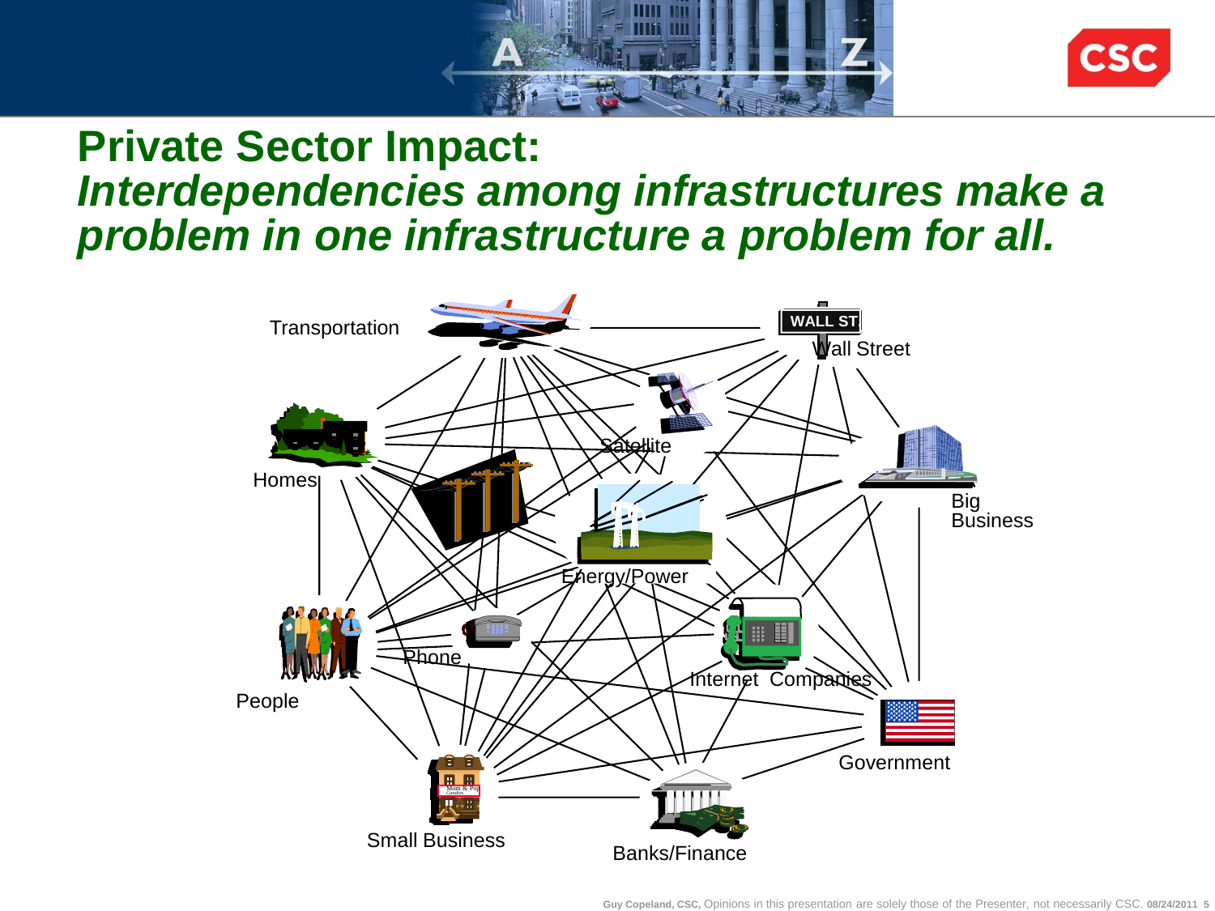# Private Sector Impact:
## *Interdependencies among infrastructures make a problem in one infrastructure a problem for all.*

Transportation

WALL ST

Wall Street

Satellite

Homes

Big Business

Energy/Power

People

Phone

Internet Companies

Government

Small Business

Banks/Finance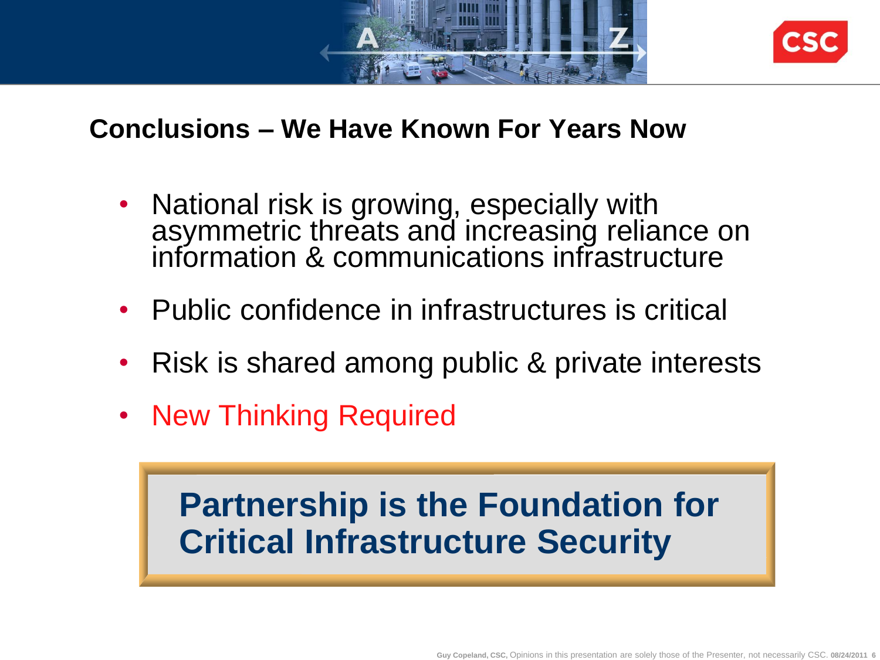## Conclusions – We Have Known For Years Now

- National risk is growing, especially with asymmetric threats and increasing reliance on information & communications infrastructure
- Public confidence in infrastructures is critical
- Risk is shared among public & private interests
- New Thinking Required

**Partnership is the Foundation for Critical Infrastructure Security**

**Guy Copeland, CSC,** Opinions in this presentation are solely those of the Presenter, not necessarily CSC. **08/24/2011**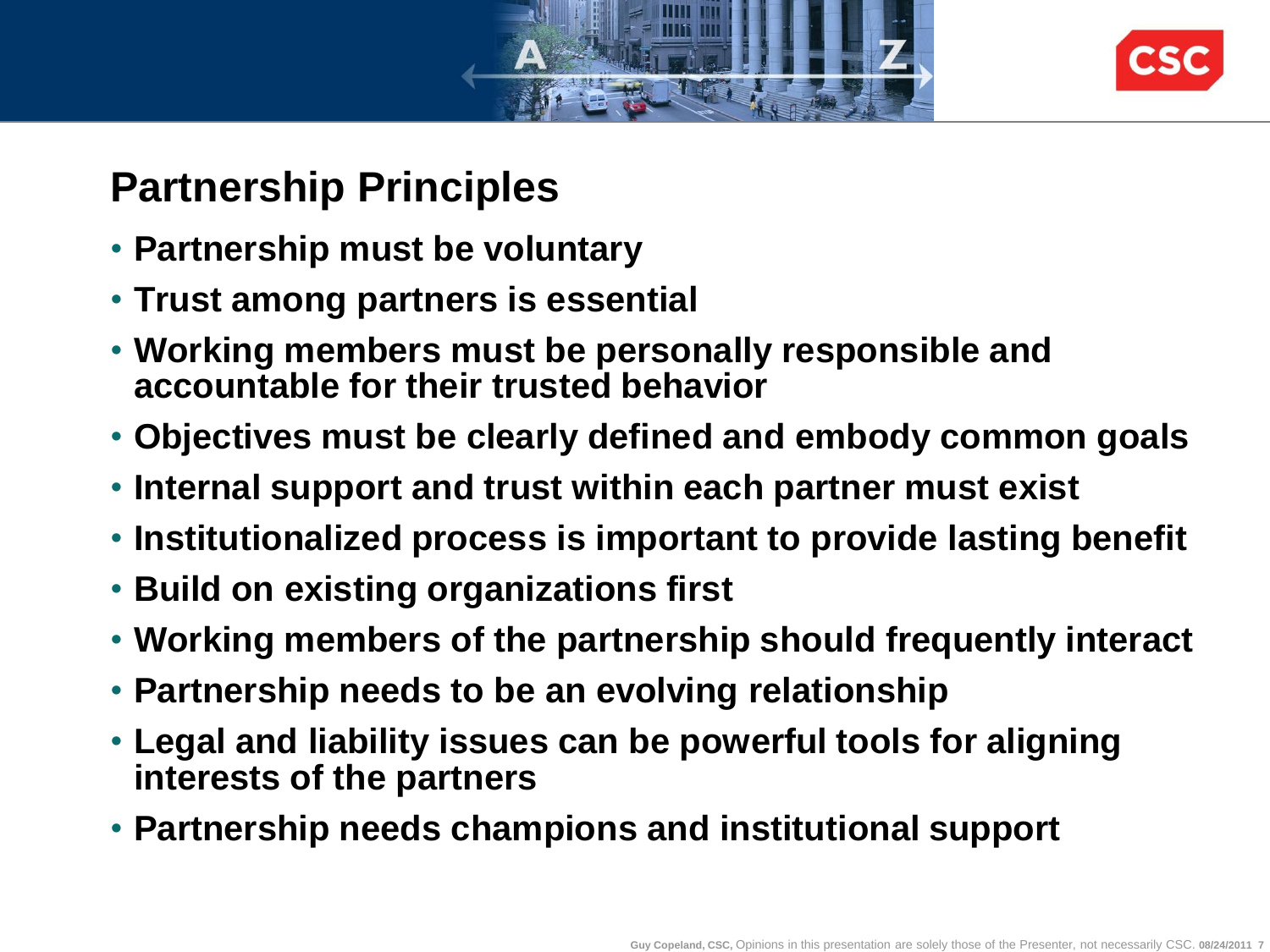## Partnership Principles

- **Partnership must be voluntary**
- **Trust among partners is essential**
- **Working members must be personally responsible and accountable for their trusted behavior**
- **Objectives must be clearly defined and embody common goals**
- **Internal support and trust within each partner must exist**
- **Institutionalized process is important to provide lasting benefit**
- **Build on existing organizations first**
- **Working members of the partnership should frequently interact**
- **Partnership needs to be an evolving relationship**
- **Legal and liability issues can be powerful tools for aligning interests of the partners**
- **Partnership needs champions and institutional support**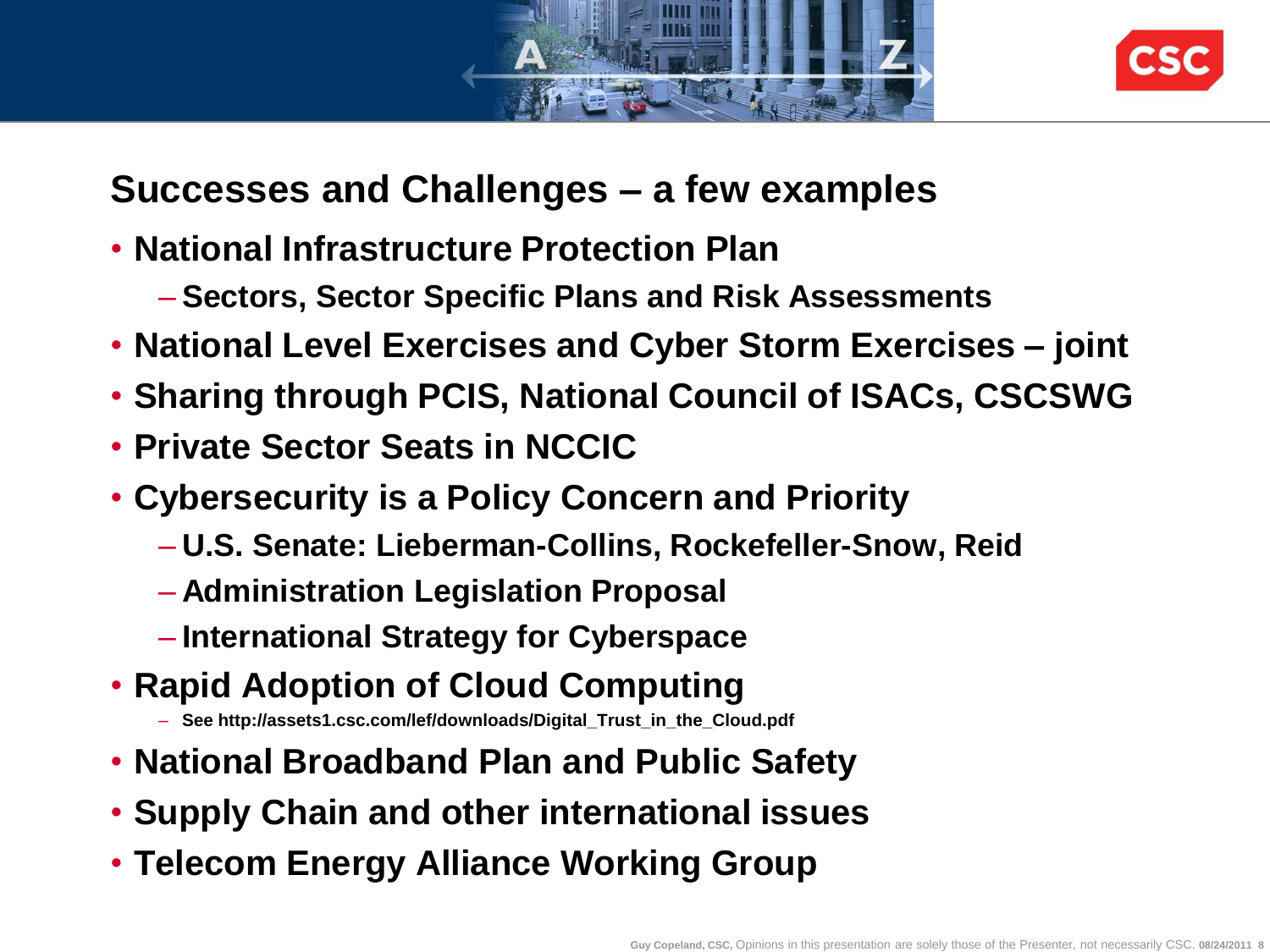## Successes and Challenges – a few examples

- National Infrastructure Protection Plan
  - Sectors, Sector Specific Plans and Risk Assessments
- National Level Exercises and Cyber Storm Exercises – joint
- Sharing through PCIS, National Council of ISACs, CSCSWG
- Private Sector Seats in NCCIC
- Cybersecurity is a Policy Concern and Priority
  - U.S. Senate: Lieberman-Collins, Rockefeller-Snow, Reid
  - Administration Legislation Proposal
  - International Strategy for Cyberspace
- Rapid Adoption of Cloud Computing
  - See http://assets1.csc.com/lef/downloads/Digital_Trust_in_the_Cloud.pdf
- National Broadband Plan and Public Safety
- Supply Chain and other international issues
- Telecom Energy Alliance Working Group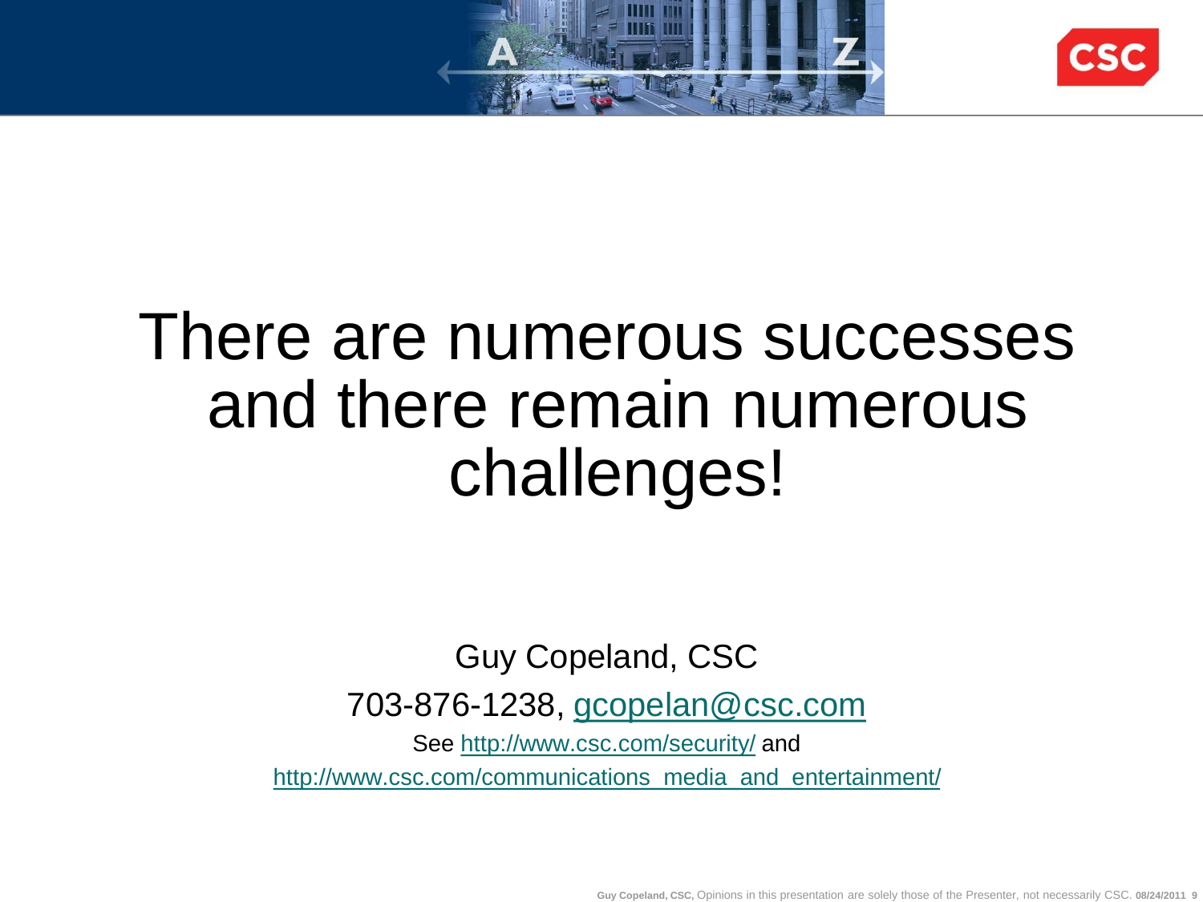# There are numerous successes and there remain numerous challenges!

Guy Copeland, CSC

703-876-1238, gcopelan@csc.com

See http://www.csc.com/security/ and

http://www.csc.com/communications_media_and_entertainment/

**Guy Copeland, CSC,** Opinions in this presentation are solely those of the Presenter, not necessarily CSC. **08/24/2011**